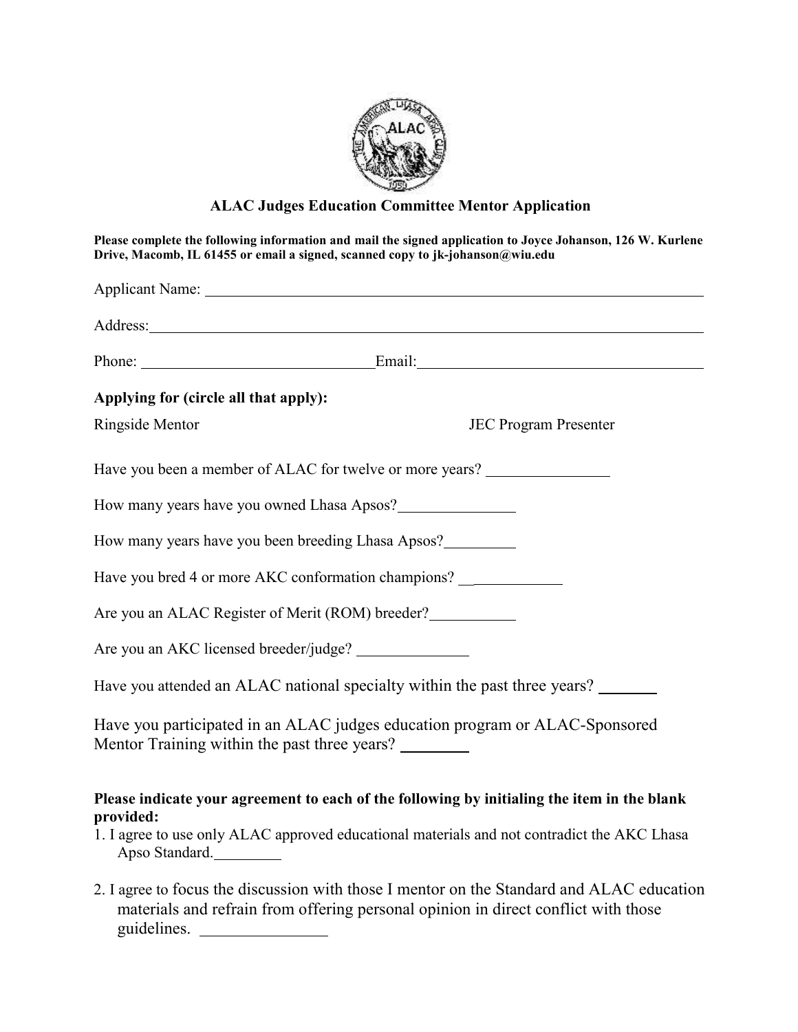# ALAC Judges Education Committee Mentor Application

**Please complete the following information and mail the signed application to Joyce Johanson, 126 W. Kurlene Drive, Macomb, IL 61455 or email a signed, scanned copy to jk-johanson@wiu.edu**

Applicant Name: ____________________________________________

Address: ____________________________________________

Phone: ______________________ Email: ______________________

**Applying for (circle all that apply):**

Ringside Mentor JEC Program Presenter

Have you been a member of ALAC for twelve or more years? ____________

How many years have you owned Lhasa Apsos? ____________

How many years have you been breeding Lhasa Apsos? ________

Have you bred 4 or more AKC conformation champions? ____________

Are you an ALAC Register of Merit (ROM) breeder? __________

Are you an AKC licensed breeder/judge? ____________

Have you attended an ALAC national specialty within the past three years? _______

Have you participated in an ALAC judges education program or ALAC-Sponsored Mentor Training within the past three years? ________

**Please indicate your agreement to each of the following by initialing the item in the blank provided:**

1. I agree to use only ALAC approved educational materials and not contradict the AKC Lhasa Apso Standard. ________

2. I agree to focus the discussion with those I mentor on the Standard and ALAC education materials and refrain from offering personal opinion in direct conflict with those guidelines. ____________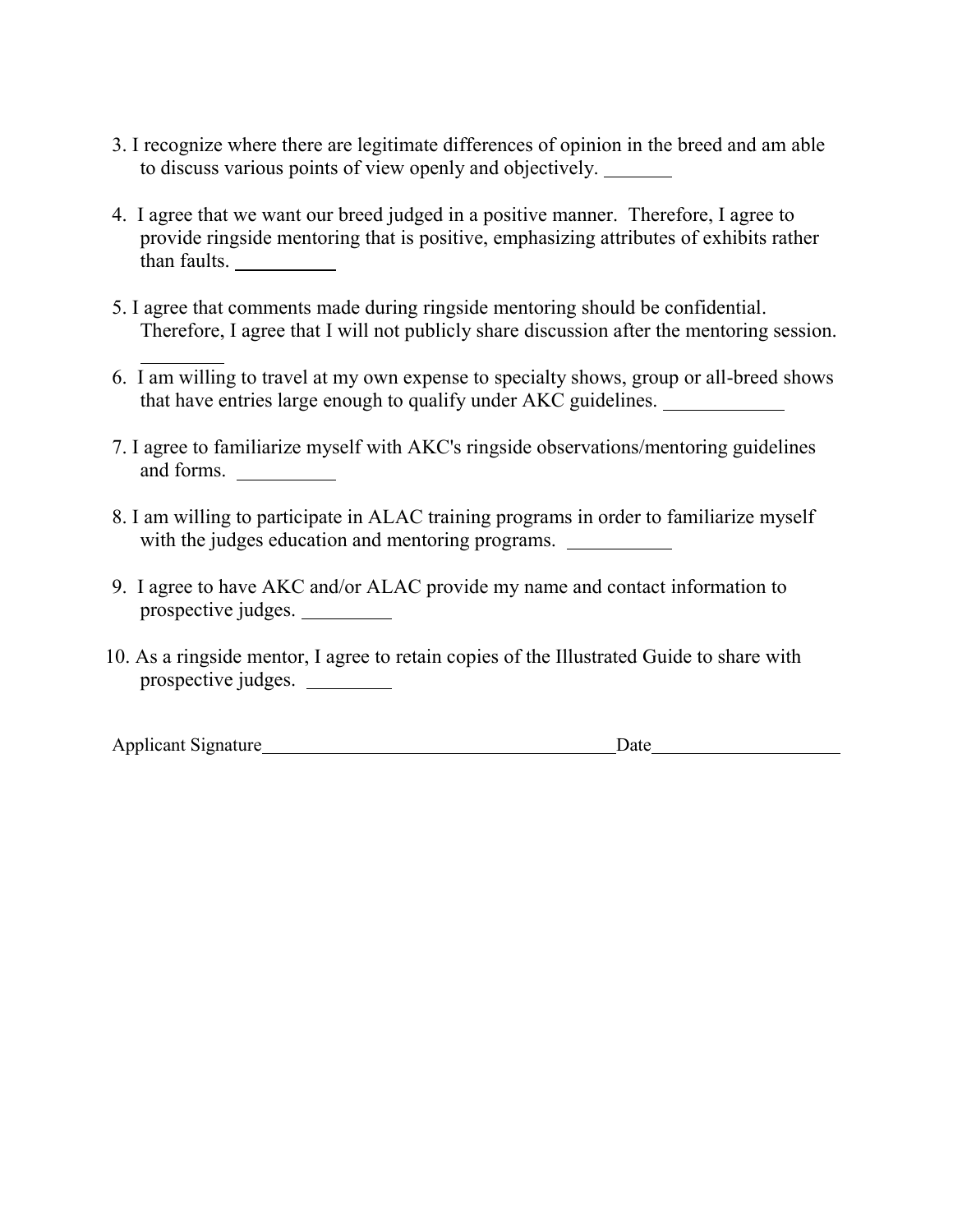3. I recognize where there are legitimate differences of opinion in the breed and am able to discuss various points of view openly and objectively. _______

4. I agree that we want our breed judged in a positive manner. Therefore, I agree to provide ringside mentoring that is positive, emphasizing attributes of exhibits rather than faults. __________

5. I agree that comments made during ringside mentoring should be confidential. Therefore, I agree that I will not publicly share discussion after the mentoring session. _________

6. I am willing to travel at my own expense to specialty shows, group or all-breed shows that have entries large enough to qualify under AKC guidelines. ____________

7. I agree to familiarize myself with AKC's ringside observations/mentoring guidelines and forms. __________

8. I am willing to participate in ALAC training programs in order to familiarize myself with the judges education and mentoring programs. __________

9. I agree to have AKC and/or ALAC provide my name and contact information to prospective judges. _________

10. As a ringside mentor, I agree to retain copies of the Illustrated Guide to share with prospective judges. _________

Applicant Signature______________________________________Date____________________